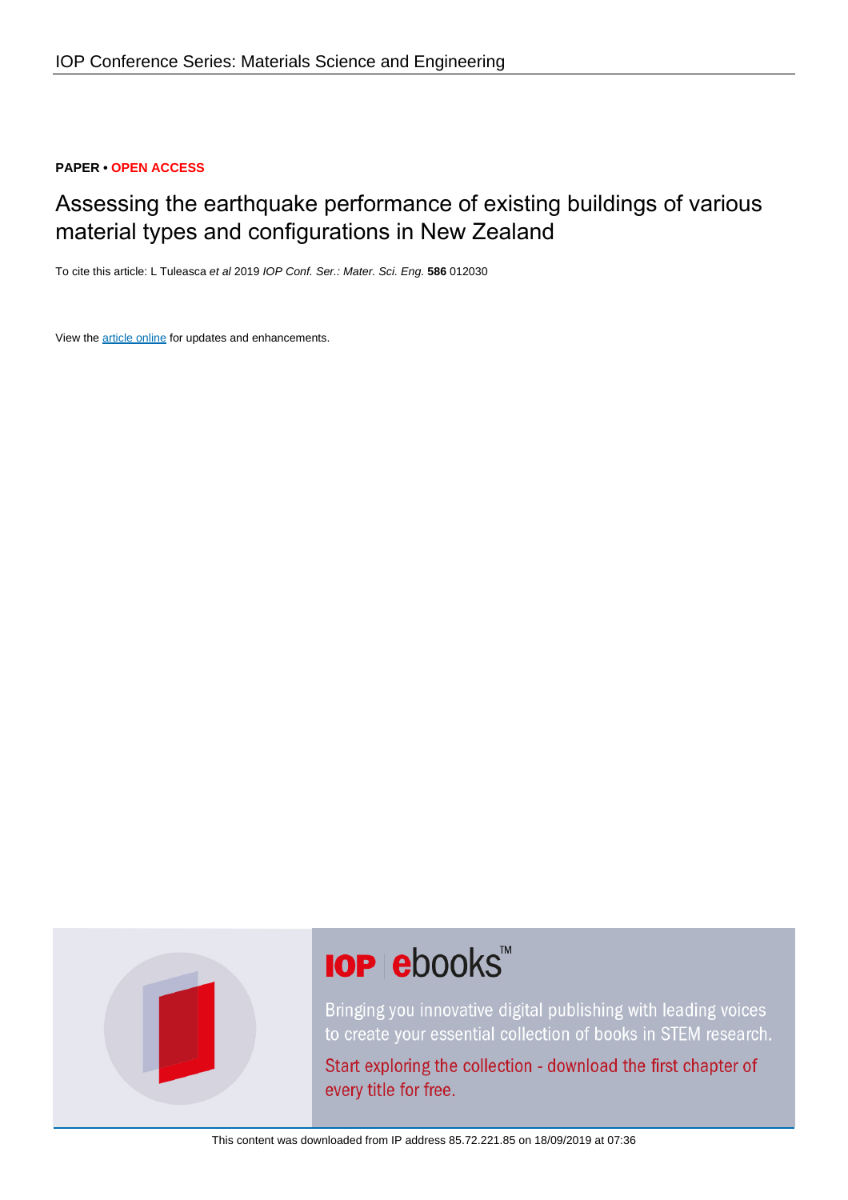IOP Conference Series: Materials Science and Engineering

**PAPER • OPEN ACCESS**

# Assessing the earthquake performance of existing buildings of various material types and configurations in New Zealand

To cite this article: L Tuleasca *et al* 2019 *IOP Conf. Ser.: Mater. Sci. Eng.* **586** 012030

View the article online for updates and enhancements.

This content was downloaded from IP address 85.72.221.85 on 18/09/2019 at 07:36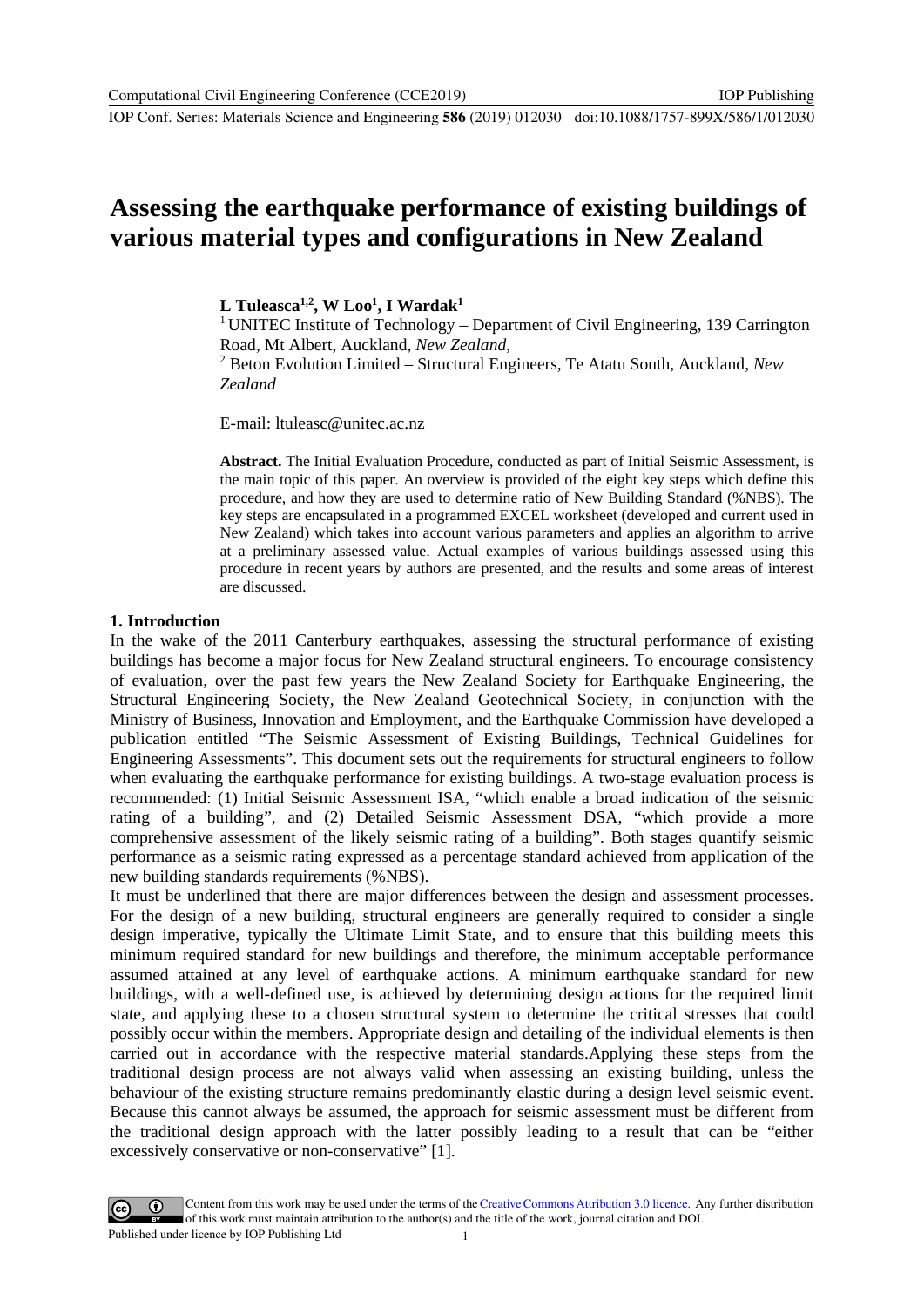# Assessing the earthquake performance of existing buildings of various material types and configurations in New Zealand

**L Tuleasca[1,2], W Loo[1], I Wardak[1]**

[1] UNITEC Institute of Technology – Department of Civil Engineering, 139 Carrington Road, Mt Albert, Auckland, *New Zealand*,
[2] Beton Evolution Limited – Structural Engineers, Te Atatu South, Auckland, *New Zealand*

E-mail: ltuleasc@unitec.ac.nz

**Abstract.** The Initial Evaluation Procedure, conducted as part of Initial Seismic Assessment, is the main topic of this paper. An overview is provided of the eight key steps which define this procedure, and how they are used to determine ratio of New Building Standard (%NBS). The key steps are encapsulated in a programmed EXCEL worksheet (developed and current used in New Zealand) which takes into account various parameters and applies an algorithm to arrive at a preliminary assessed value. Actual examples of various buildings assessed using this procedure in recent years by authors are presented, and the results and some areas of interest are discussed.

## 1. Introduction

In the wake of the 2011 Canterbury earthquakes, assessing the structural performance of existing buildings has become a major focus for New Zealand structural engineers. To encourage consistency of evaluation, over the past few years the New Zealand Society for Earthquake Engineering, the Structural Engineering Society, the New Zealand Geotechnical Society, in conjunction with the Ministry of Business, Innovation and Employment, and the Earthquake Commission have developed a publication entitled "The Seismic Assessment of Existing Buildings, Technical Guidelines for Engineering Assessments". This document sets out the requirements for structural engineers to follow when evaluating the earthquake performance for existing buildings. A two-stage evaluation process is recommended: (1) Initial Seismic Assessment ISA, "which enable a broad indication of the seismic rating of a building", and (2) Detailed Seismic Assessment DSA, "which provide a more comprehensive assessment of the likely seismic rating of a building". Both stages quantify seismic performance as a seismic rating expressed as a percentage standard achieved from application of the new building standards requirements (%NBS).

It must be underlined that there are major differences between the design and assessment processes. For the design of a new building, structural engineers are generally required to consider a single design imperative, typically the Ultimate Limit State, and to ensure that this building meets this minimum required standard for new buildings and therefore, the minimum acceptable performance assumed attained at any level of earthquake actions. A minimum earthquake standard for new buildings, with a well-defined use, is achieved by determining design actions for the required limit state, and applying these to a chosen structural system to determine the critical stresses that could possibly occur within the members. Appropriate design and detailing of the individual elements is then carried out in accordance with the respective material standards.Applying these steps from the traditional design process are not always valid when assessing an existing building, unless the behaviour of the existing structure remains predominantly elastic during a design level seismic event. Because this cannot always be assumed, the approach for seismic assessment must be different from the traditional design approach with the latter possibly leading to a result that can be "either excessively conservative or non-conservative" [1].

Content from this work may be used under the terms of the Creative Commons Attribution 3.0 licence. Any further distribution of this work must maintain attribution to the author(s) and the title of the work, journal citation and DOI.
Published under licence by IOP Publishing Ltd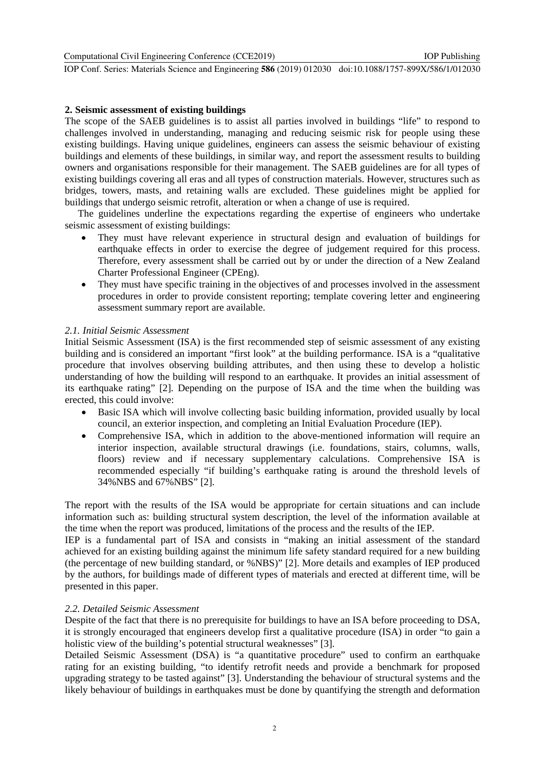## 2. Seismic assessment of existing buildings

The scope of the SAEB guidelines is to assist all parties involved in buildings "life" to respond to challenges involved in understanding, managing and reducing seismic risk for people using these existing buildings. Having unique guidelines, engineers can assess the seismic behaviour of existing buildings and elements of these buildings, in similar way, and report the assessment results to building owners and organisations responsible for their management. The SAEB guidelines are for all types of existing buildings covering all eras and all types of construction materials. However, structures such as bridges, towers, masts, and retaining walls are excluded. These guidelines might be applied for buildings that undergo seismic retrofit, alteration or when a change of use is required.

The guidelines underline the expectations regarding the expertise of engineers who undertake seismic assessment of existing buildings:

- They must have relevant experience in structural design and evaluation of buildings for earthquake effects in order to exercise the degree of judgement required for this process. Therefore, every assessment shall be carried out by or under the direction of a New Zealand Charter Professional Engineer (CPEng).
- They must have specific training in the objectives of and processes involved in the assessment procedures in order to provide consistent reporting; template covering letter and engineering assessment summary report are available.

### *2.1. Initial Seismic Assessment*

Initial Seismic Assessment (ISA) is the first recommended step of seismic assessment of any existing building and is considered an important "first look" at the building performance. ISA is a "qualitative procedure that involves observing building attributes, and then using these to develop a holistic understanding of how the building will respond to an earthquake. It provides an initial assessment of its earthquake rating" [2]. Depending on the purpose of ISA and the time when the building was erected, this could involve:

- Basic ISA which will involve collecting basic building information, provided usually by local council, an exterior inspection, and completing an Initial Evaluation Procedure (IEP).
- Comprehensive ISA, which in addition to the above-mentioned information will require an interior inspection, available structural drawings (i.e. foundations, stairs, columns, walls, floors) review and if necessary supplementary calculations. Comprehensive ISA is recommended especially "if building's earthquake rating is around the threshold levels of 34%NBS and 67%NBS" [2].

The report with the results of the ISA would be appropriate for certain situations and can include information such as: building structural system description, the level of the information available at the time when the report was produced, limitations of the process and the results of the IEP.

IEP is a fundamental part of ISA and consists in "making an initial assessment of the standard achieved for an existing building against the minimum life safety standard required for a new building (the percentage of new building standard, or %NBS)" [2]. More details and examples of IEP produced by the authors, for buildings made of different types of materials and erected at different time, will be presented in this paper.

### *2.2. Detailed Seismic Assessment*

Despite of the fact that there is no prerequisite for buildings to have an ISA before proceeding to DSA, it is strongly encouraged that engineers develop first a qualitative procedure (ISA) in order "to gain a holistic view of the building's potential structural weaknesses" [3].

Detailed Seismic Assessment (DSA) is "a quantitative procedure" used to confirm an earthquake rating for an existing building, "to identify retrofit needs and provide a benchmark for proposed upgrading strategy to be tasted against" [3]. Understanding the behaviour of structural systems and the likely behaviour of buildings in earthquakes must be done by quantifying the strength and deformation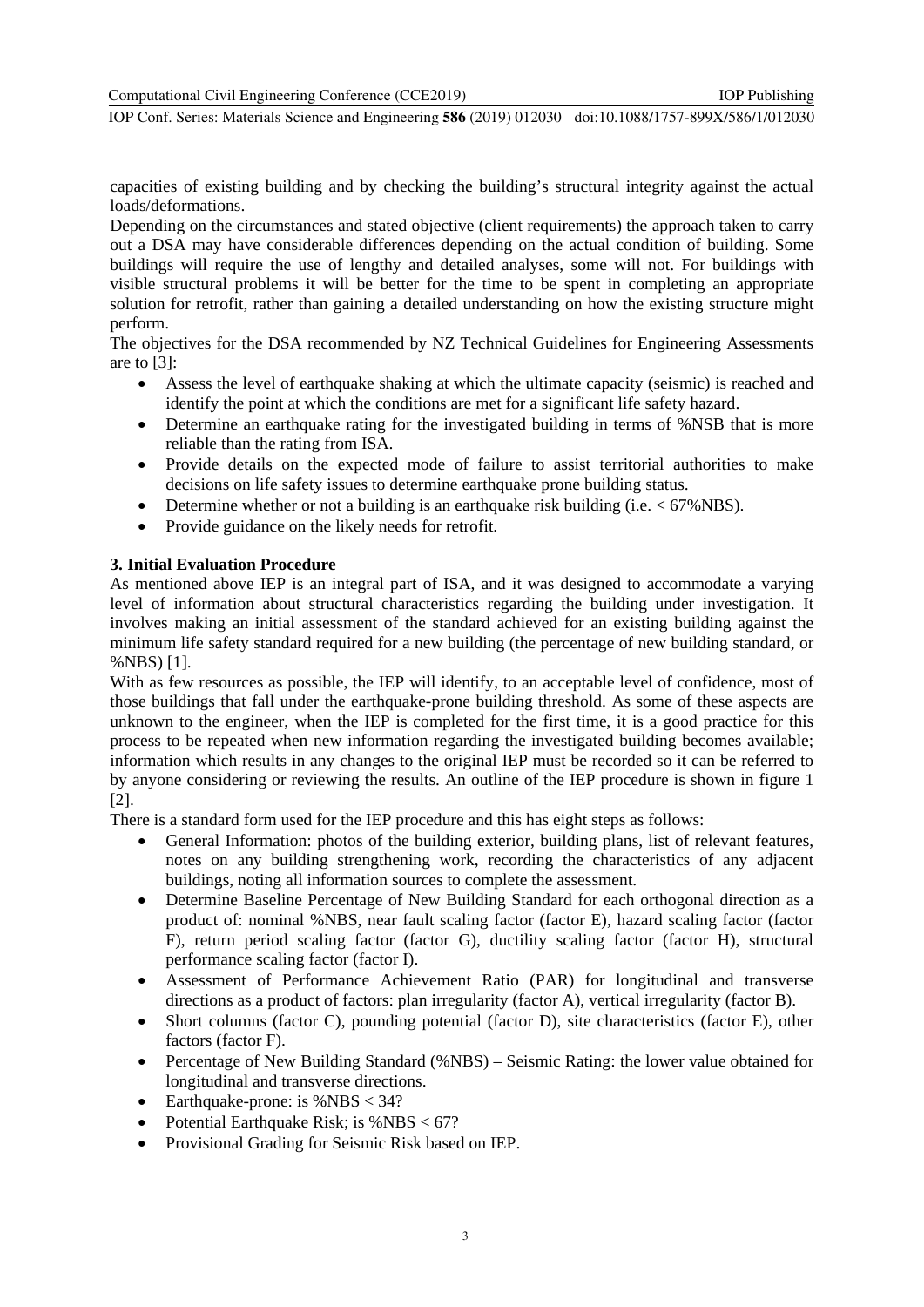capacities of existing building and by checking the building's structural integrity against the actual loads/deformations.

Depending on the circumstances and stated objective (client requirements) the approach taken to carry out a DSA may have considerable differences depending on the actual condition of building. Some buildings will require the use of lengthy and detailed analyses, some will not. For buildings with visible structural problems it will be better for the time to be spent in completing an appropriate solution for retrofit, rather than gaining a detailed understanding on how the existing structure might perform.

The objectives for the DSA recommended by NZ Technical Guidelines for Engineering Assessments are to [3]:

- Assess the level of earthquake shaking at which the ultimate capacity (seismic) is reached and identify the point at which the conditions are met for a significant life safety hazard.
- Determine an earthquake rating for the investigated building in terms of %NSB that is more reliable than the rating from ISA.
- Provide details on the expected mode of failure to assist territorial authorities to make decisions on life safety issues to determine earthquake prone building status.
- Determine whether or not a building is an earthquake risk building (i.e. < 67%NBS).
- Provide guidance on the likely needs for retrofit.

## 3. Initial Evaluation Procedure

As mentioned above IEP is an integral part of ISA, and it was designed to accommodate a varying level of information about structural characteristics regarding the building under investigation. It involves making an initial assessment of the standard achieved for an existing building against the minimum life safety standard required for a new building (the percentage of new building standard, or %NBS) [1].

With as few resources as possible, the IEP will identify, to an acceptable level of confidence, most of those buildings that fall under the earthquake-prone building threshold. As some of these aspects are unknown to the engineer, when the IEP is completed for the first time, it is a good practice for this process to be repeated when new information regarding the investigated building becomes available; information which results in any changes to the original IEP must be recorded so it can be referred to by anyone considering or reviewing the results. An outline of the IEP procedure is shown in figure 1 [2].

There is a standard form used for the IEP procedure and this has eight steps as follows:

- General Information: photos of the building exterior, building plans, list of relevant features, notes on any building strengthening work, recording the characteristics of any adjacent buildings, noting all information sources to complete the assessment.
- Determine Baseline Percentage of New Building Standard for each orthogonal direction as a product of: nominal %NBS, near fault scaling factor (factor E), hazard scaling factor (factor F), return period scaling factor (factor G), ductility scaling factor (factor H), structural performance scaling factor (factor I).
- Assessment of Performance Achievement Ratio (PAR) for longitudinal and transverse directions as a product of factors: plan irregularity (factor A), vertical irregularity (factor B).
- Short columns (factor C), pounding potential (factor D), site characteristics (factor E), other factors (factor F).
- Percentage of New Building Standard (%NBS) – Seismic Rating: the lower value obtained for longitudinal and transverse directions.
- Earthquake-prone: is %NBS < 34?
- Potential Earthquake Risk; is %NBS < 67?
- Provisional Grading for Seismic Risk based on IEP.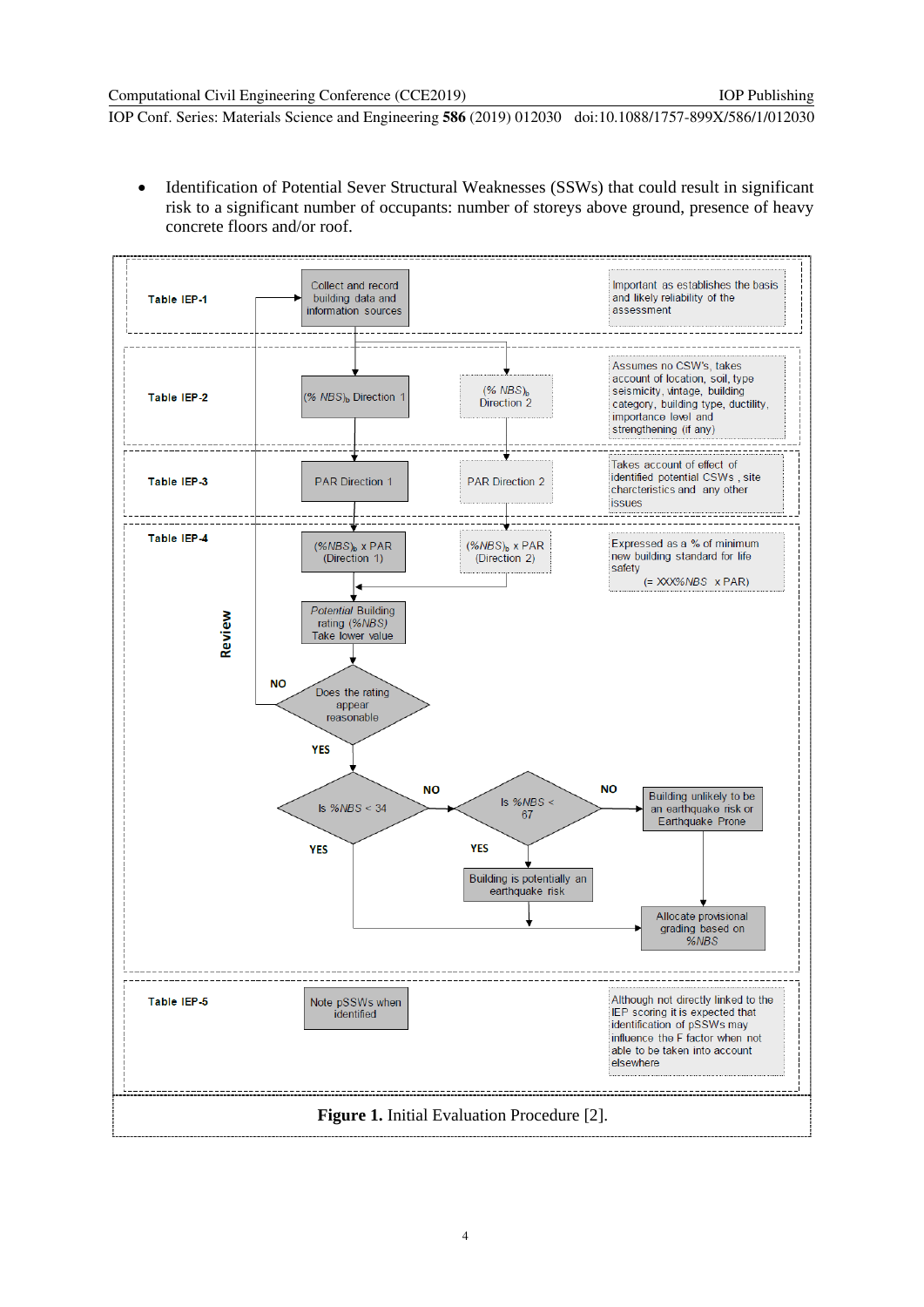- Identification of Potential Sever Structural Weaknesses (SSWs) that could result in significant risk to a significant number of occupants: number of storeys above ground, presence of heavy concrete floors and/or roof.

Table IEP-1

Collect and record building data and information sources

Important as establishes the basis and likely reliability of the assessment

Table IEP-2

(% NBS)$_b$ Direction 1

(% NBS)$_b$ Direction 2

Assumes no CSW's, takes account of location, soil, type seismicity, vintage, building category, building type, ductility, importance level and strengthening (if any)

Table IEP-3

PAR Direction 1

PAR Direction 2

Takes account of effect of identified potential CSWs , site charcteristics and any other issues

Table IEP-4

(%NBS)$_b$ x PAR (Direction 1)

(%NBS)$_b$ x PAR (Direction 2)

Expressed as a % of minimum new building standard for life safety (= XXX%NBS x PAR)

Potential Building rating (%NBS) Take lower value

Review

Does the rating appear reasonable

NO

YES

Is %NBS < 34

NO

Is %NBS < 67

NO

Building unlikely to be an earthquake risk or Earthquake Prone

YES

YES

Building is potentially an earthquake risk

Allocate provisional grading based on %NBS

Table IEP-5

Note pSSWs when identified

Although not directly linked to the IEP scoring it is expected that identification of pSSWs may influence the F factor when not able to be taken into account elsewhere

**Figure 1.** Initial Evaluation Procedure [2].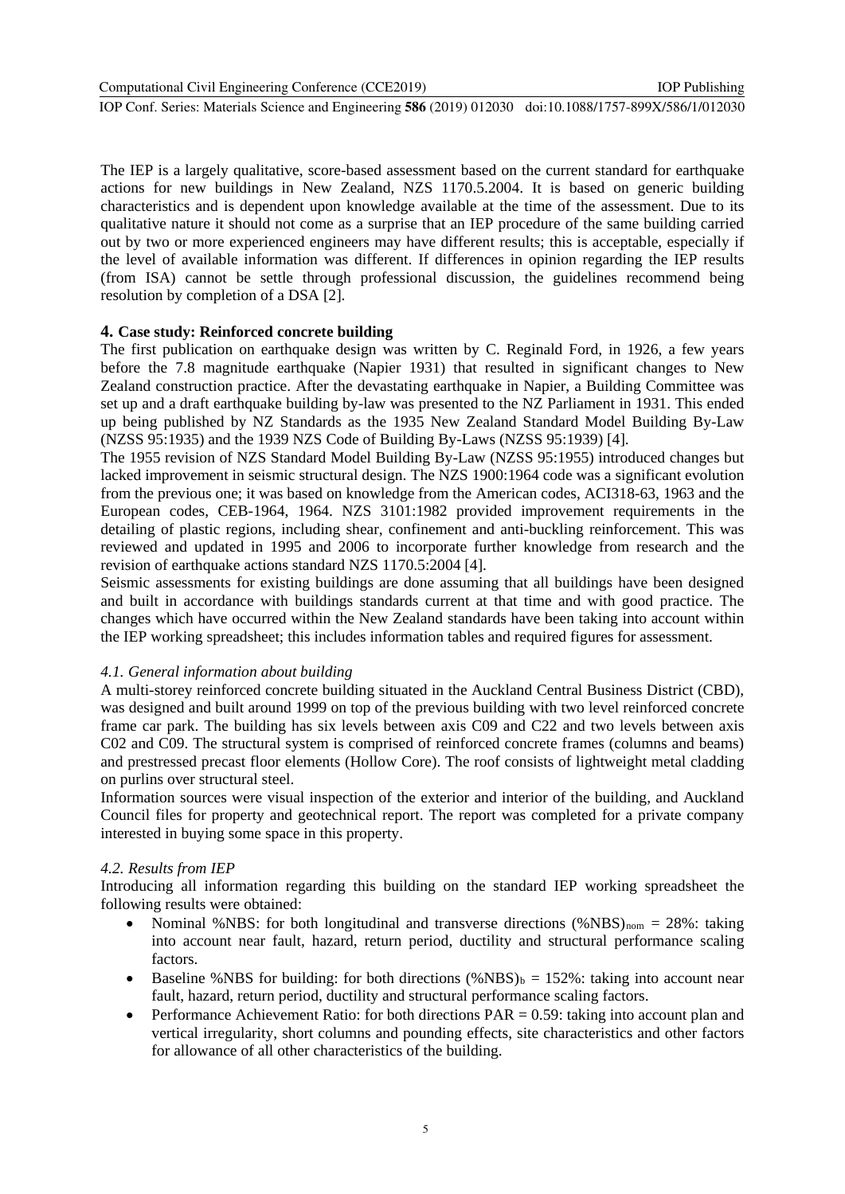The IEP is a largely qualitative, score-based assessment based on the current standard for earthquake actions for new buildings in New Zealand, NZS 1170.5.2004. It is based on generic building characteristics and is dependent upon knowledge available at the time of the assessment. Due to its qualitative nature it should not come as a surprise that an IEP procedure of the same building carried out by two or more experienced engineers may have different results; this is acceptable, especially if the level of available information was different. If differences in opinion regarding the IEP results (from ISA) cannot be settle through professional discussion, the guidelines recommend being resolution by completion of a DSA [2].

## 4. Case study: Reinforced concrete building

The first publication on earthquake design was written by C. Reginald Ford, in 1926, a few years before the 7.8 magnitude earthquake (Napier 1931) that resulted in significant changes to New Zealand construction practice. After the devastating earthquake in Napier, a Building Committee was set up and a draft earthquake building by-law was presented to the NZ Parliament in 1931. This ended up being published by NZ Standards as the 1935 New Zealand Standard Model Building By-Law (NZSS 95:1935) and the 1939 NZS Code of Building By-Laws (NZSS 95:1939) [4].

The 1955 revision of NZS Standard Model Building By-Law (NZSS 95:1955) introduced changes but lacked improvement in seismic structural design. The NZS 1900:1964 code was a significant evolution from the previous one; it was based on knowledge from the American codes, ACI318-63, 1963 and the European codes, CEB-1964, 1964. NZS 3101:1982 provided improvement requirements in the detailing of plastic regions, including shear, confinement and anti-buckling reinforcement. This was reviewed and updated in 1995 and 2006 to incorporate further knowledge from research and the revision of earthquake actions standard NZS 1170.5:2004 [4].

Seismic assessments for existing buildings are done assuming that all buildings have been designed and built in accordance with buildings standards current at that time and with good practice. The changes which have occurred within the New Zealand standards have been taking into account within the IEP working spreadsheet; this includes information tables and required figures for assessment.

### *4.1. General information about building*

A multi-storey reinforced concrete building situated in the Auckland Central Business District (CBD), was designed and built around 1999 on top of the previous building with two level reinforced concrete frame car park. The building has six levels between axis C09 and C22 and two levels between axis C02 and C09. The structural system is comprised of reinforced concrete frames (columns and beams) and prestressed precast floor elements (Hollow Core). The roof consists of lightweight metal cladding on purlins over structural steel.

Information sources were visual inspection of the exterior and interior of the building, and Auckland Council files for property and geotechnical report. The report was completed for a private company interested in buying some space in this property.

### *4.2. Results from IEP*

Introducing all information regarding this building on the standard IEP working spreadsheet the following results were obtained:

- Nominal %NBS: for both longitudinal and transverse directions $(\%NBS)_{nom}$ = 28%: taking into account near fault, hazard, return period, ductility and structural performance scaling factors.
- Baseline %NBS for building: for both directions $(\%NBS)_b$ = 152%: taking into account near fault, hazard, return period, ductility and structural performance scaling factors.
- Performance Achievement Ratio: for both directions PAR = 0.59: taking into account plan and vertical irregularity, short columns and pounding effects, site characteristics and other factors for allowance of all other characteristics of the building.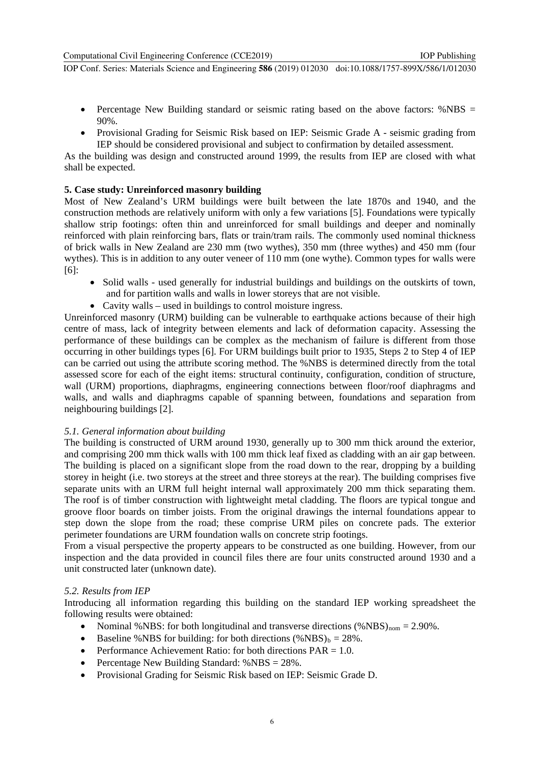- Percentage New Building standard or seismic rating based on the above factors: %NBS = 90%.
- Provisional Grading for Seismic Risk based on IEP: Seismic Grade A - seismic grading from IEP should be considered provisional and subject to confirmation by detailed assessment.

As the building was design and constructed around 1999, the results from IEP are closed with what shall be expected.

## 5. Case study: Unreinforced masonry building

Most of New Zealand's URM buildings were built between the late 1870s and 1940, and the construction methods are relatively uniform with only a few variations [5]. Foundations were typically shallow strip footings: often thin and unreinforced for small buildings and deeper and nominally reinforced with plain reinforcing bars, flats or train/tram rails. The commonly used nominal thickness of brick walls in New Zealand are 230 mm (two wythes), 350 mm (three wythes) and 450 mm (four wythes). This is in addition to any outer veneer of 110 mm (one wythe). Common types for walls were [6]:

- Solid walls - used generally for industrial buildings and buildings on the outskirts of town, and for partition walls and walls in lower storeys that are not visible.
- Cavity walls – used in buildings to control moisture ingress.

Unreinforced masonry (URM) building can be vulnerable to earthquake actions because of their high centre of mass, lack of integrity between elements and lack of deformation capacity. Assessing the performance of these buildings can be complex as the mechanism of failure is different from those occurring in other buildings types [6]. For URM buildings built prior to 1935, Steps 2 to Step 4 of IEP can be carried out using the attribute scoring method. The %NBS is determined directly from the total assessed score for each of the eight items: structural continuity, configuration, condition of structure, wall (URM) proportions, diaphragms, engineering connections between floor/roof diaphragms and walls, and walls and diaphragms capable of spanning between, foundations and separation from neighbouring buildings [2].

### *5.1. General information about building*

The building is constructed of URM around 1930, generally up to 300 mm thick around the exterior, and comprising 200 mm thick walls with 100 mm thick leaf fixed as cladding with an air gap between. The building is placed on a significant slope from the road down to the rear, dropping by a building storey in height (i.e. two storeys at the street and three storeys at the rear). The building comprises five separate units with an URM full height internal wall approximately 200 mm thick separating them. The roof is of timber construction with lightweight metal cladding. The floors are typical tongue and groove floor boards on timber joists. From the original drawings the internal foundations appear to step down the slope from the road; these comprise URM piles on concrete pads. The exterior perimeter foundations are URM foundation walls on concrete strip footings.

From a visual perspective the property appears to be constructed as one building. However, from our inspection and the data provided in council files there are four units constructed around 1930 and a unit constructed later (unknown date).

### *5.2. Results from IEP*

Introducing all information regarding this building on the standard IEP working spreadsheet the following results were obtained:

- Nominal %NBS: for both longitudinal and transverse directions $(\%NBS)_{nom}$ = 2.90%.
- Baseline %NBS for building: for both directions $(\%NBS)_{b}$ = 28%.
- Performance Achievement Ratio: for both directions PAR = 1.0.
- Percentage New Building Standard: %NBS = 28%.
- Provisional Grading for Seismic Risk based on IEP: Seismic Grade D.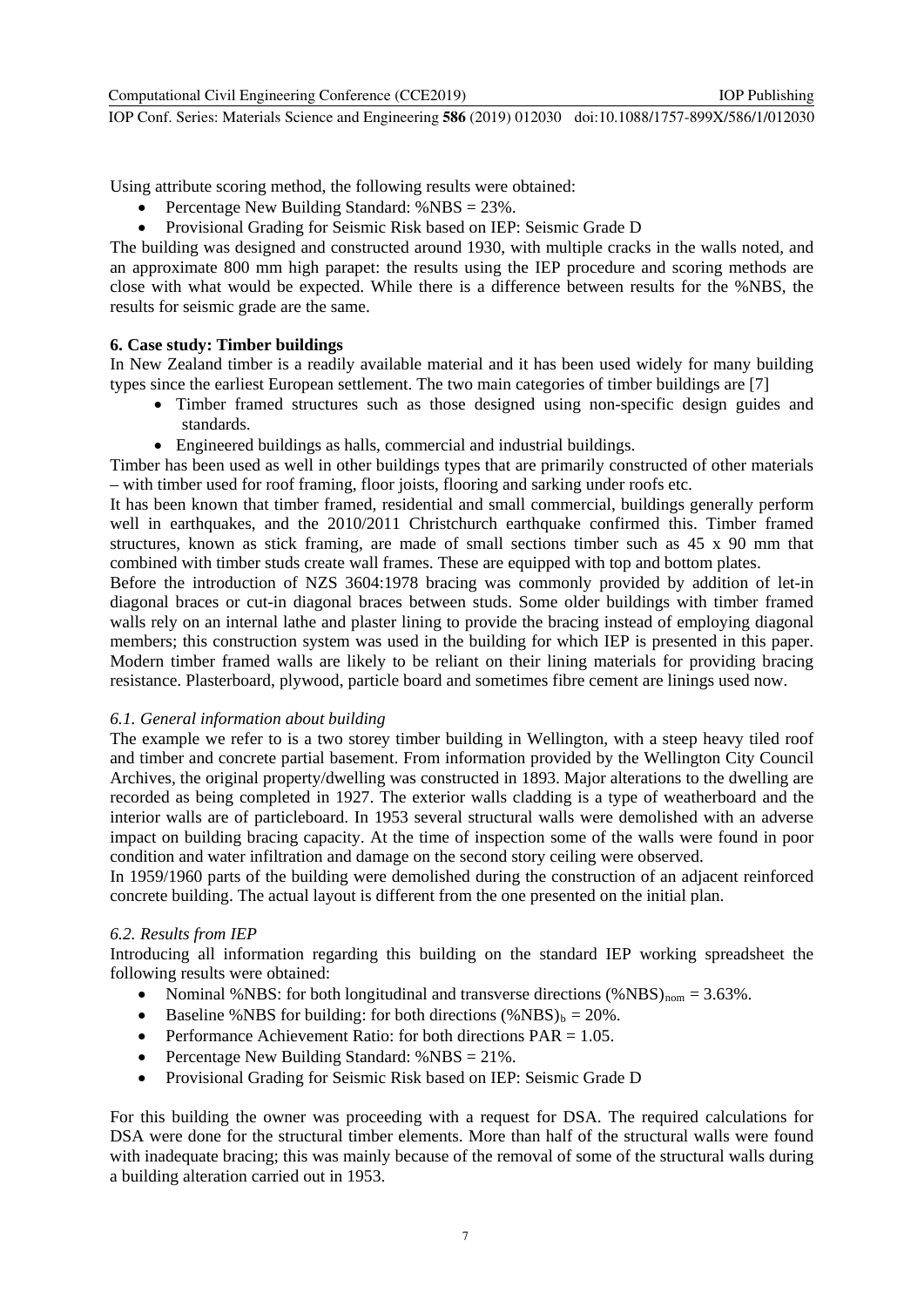Using attribute scoring method, the following results were obtained:

- Percentage New Building Standard: %NBS = 23%.
- Provisional Grading for Seismic Risk based on IEP: Seismic Grade D

The building was designed and constructed around 1930, with multiple cracks in the walls noted, and an approximate 800 mm high parapet: the results using the IEP procedure and scoring methods are close with what would be expected. While there is a difference between results for the %NBS, the results for seismic grade are the same.

## 6. Case study: Timber buildings

In New Zealand timber is a readily available material and it has been used widely for many building types since the earliest European settlement. The two main categories of timber buildings are [7]

- Timber framed structures such as those designed using non-specific design guides and standards.
- Engineered buildings as halls, commercial and industrial buildings.

Timber has been used as well in other buildings types that are primarily constructed of other materials – with timber used for roof framing, floor joists, flooring and sarking under roofs etc.

It has been known that timber framed, residential and small commercial, buildings generally perform well in earthquakes, and the 2010/2011 Christchurch earthquake confirmed this. Timber framed structures, known as stick framing, are made of small sections timber such as 45 x 90 mm that combined with timber studs create wall frames. These are equipped with top and bottom plates.

Before the introduction of NZS 3604:1978 bracing was commonly provided by addition of let-in diagonal braces or cut-in diagonal braces between studs. Some older buildings with timber framed walls rely on an internal lathe and plaster lining to provide the bracing instead of employing diagonal members; this construction system was used in the building for which IEP is presented in this paper. Modern timber framed walls are likely to be reliant on their lining materials for providing bracing resistance. Plasterboard, plywood, particle board and sometimes fibre cement are linings used now.

### *6.1. General information about building*

The example we refer to is a two storey timber building in Wellington, with a steep heavy tiled roof and timber and concrete partial basement. From information provided by the Wellington City Council Archives, the original property/dwelling was constructed in 1893. Major alterations to the dwelling are recorded as being completed in 1927. The exterior walls cladding is a type of weatherboard and the interior walls are of particleboard. In 1953 several structural walls were demolished with an adverse impact on building bracing capacity. At the time of inspection some of the walls were found in poor condition and water infiltration and damage on the second story ceiling were observed.

In 1959/1960 parts of the building were demolished during the construction of an adjacent reinforced concrete building. The actual layout is different from the one presented on the initial plan.

### *6.2. Results from IEP*

Introducing all information regarding this building on the standard IEP working spreadsheet the following results were obtained:

- Nominal %NBS: for both longitudinal and transverse directions $(\%NBS)_{nom} = 3.63\%$.
- Baseline %NBS for building: for both directions $(\%NBS)_b = 20\%$.
- Performance Achievement Ratio: for both directions PAR = 1.05.
- Percentage New Building Standard: %NBS = 21%.
- Provisional Grading for Seismic Risk based on IEP: Seismic Grade D

For this building the owner was proceeding with a request for DSA. The required calculations for DSA were done for the structural timber elements. More than half of the structural walls were found with inadequate bracing; this was mainly because of the removal of some of the structural walls during a building alteration carried out in 1953.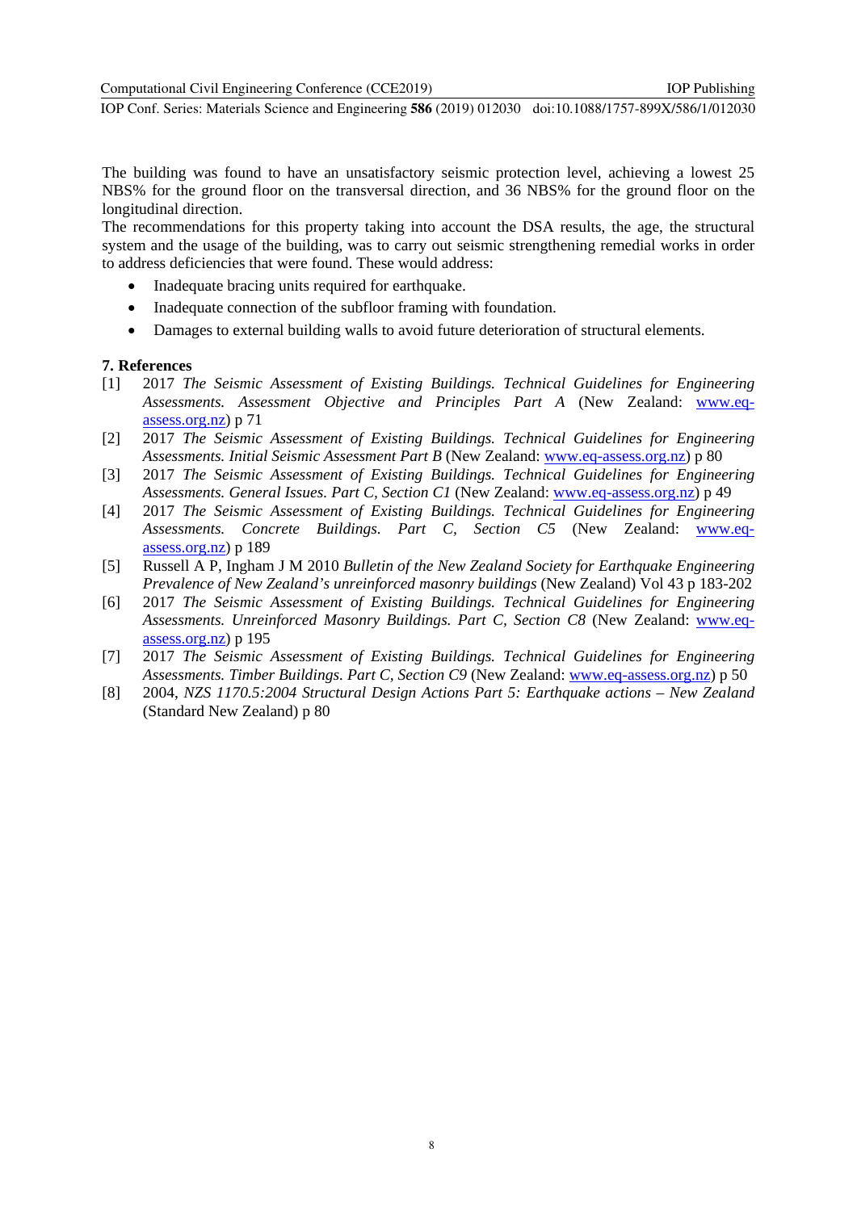The building was found to have an unsatisfactory seismic protection level, achieving a lowest 25 NBS% for the ground floor on the transversal direction, and 36 NBS% for the ground floor on the longitudinal direction.

The recommendations for this property taking into account the DSA results, the age, the structural system and the usage of the building, was to carry out seismic strengthening remedial works in order to address deficiencies that were found. These would address:

- Inadequate bracing units required for earthquake.
- Inadequate connection of the subfloor framing with foundation.
- Damages to external building walls to avoid future deterioration of structural elements.

## 7. References

[1] 2017 *The Seismic Assessment of Existing Buildings. Technical Guidelines for Engineering Assessments. Assessment Objective and Principles Part A* (New Zealand: www.eq-assess.org.nz) p 71

[2] 2017 *The Seismic Assessment of Existing Buildings. Technical Guidelines for Engineering Assessments. Initial Seismic Assessment Part B* (New Zealand: www.eq-assess.org.nz) p 80

[3] 2017 *The Seismic Assessment of Existing Buildings. Technical Guidelines for Engineering Assessments. General Issues. Part C, Section C1* (New Zealand: www.eq-assess.org.nz) p 49

[4] 2017 *The Seismic Assessment of Existing Buildings. Technical Guidelines for Engineering Assessments. Concrete Buildings. Part C, Section C5* (New Zealand: www.eq-assess.org.nz) p 189

[5] Russell A P, Ingham J M 2010 *Bulletin of the New Zealand Society for Earthquake Engineering Prevalence of New Zealand's unreinforced masonry buildings* (New Zealand) Vol 43 p 183-202

[6] 2017 *The Seismic Assessment of Existing Buildings. Technical Guidelines for Engineering Assessments. Unreinforced Masonry Buildings. Part C, Section C8* (New Zealand: www.eq-assess.org.nz) p 195

[7] 2017 *The Seismic Assessment of Existing Buildings. Technical Guidelines for Engineering Assessments. Timber Buildings. Part C, Section C9* (New Zealand: www.eq-assess.org.nz) p 50

[8] 2004, *NZS 1170.5:2004 Structural Design Actions Part 5: Earthquake actions – New Zealand* (Standard New Zealand) p 80